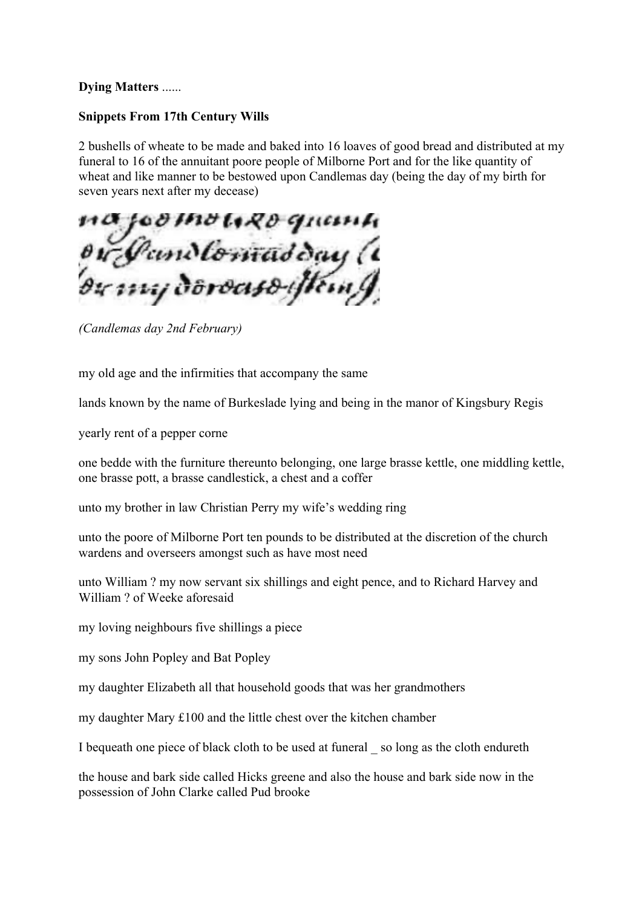**Dying Matters** ......

**Snippets From 17th Century Wills**

2 bushells of wheate to be made and baked into 16 loaves of good bread and distributed at my funeral to 16 of the annuitant poore people of Milborne Port and for the like quantity of wheat and like manner to be bestowed upon Candlemas day (being the day of my birth for seven years next after my decease)

*(Candlemas day 2nd February)*

my old age and the infirmities that accompany the same

lands known by the name of Burkeslade lying and being in the manor of Kingsbury Regis

yearly rent of a pepper corne

one bedde with the furniture thereunto belonging, one large brasse kettle, one middling kettle, one brasse pott, a brasse candlestick, a chest and a coffer

unto my brother in law Christian Perry my wife's wedding ring

unto the poore of Milborne Port ten pounds to be distributed at the discretion of the church wardens and overseers amongst such as have most need

unto William ? my now servant six shillings and eight pence, and to Richard Harvey and William ? of Weeke aforesaid

my loving neighbours five shillings a piece

my sons John Popley and Bat Popley

my daughter Elizabeth all that household goods that was her grandmothers

my daughter Mary £100 and the little chest over the kitchen chamber

I bequeath one piece of black cloth to be used at funeral _ so long as the cloth endureth

the house and bark side called Hicks greene and also the house and bark side now in the possession of John Clarke called Pud brooke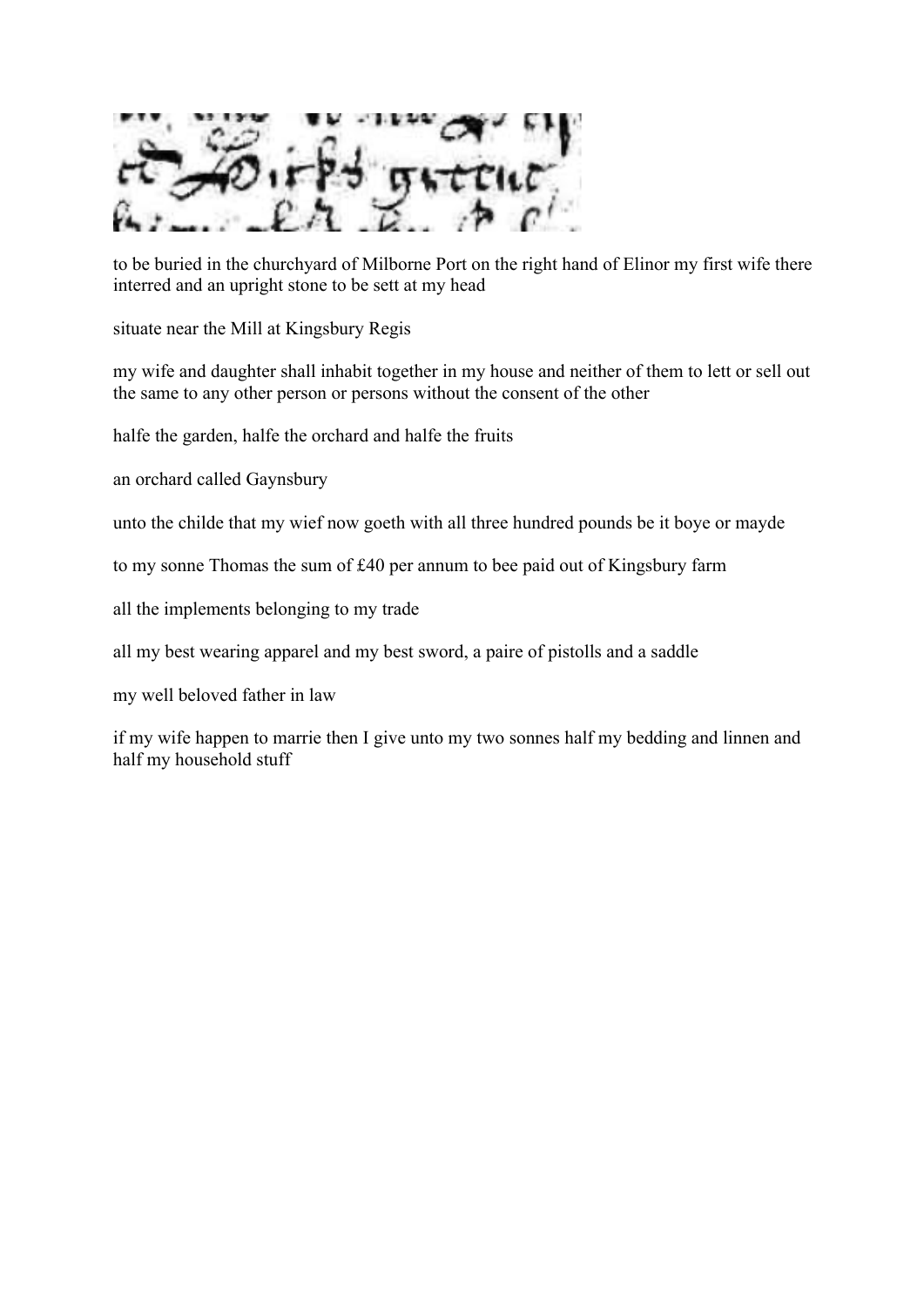to be buried in the churchyard of Milborne Port on the right hand of Elinor my first wife there interred and an upright stone to be sett at my head

situate near the Mill at Kingsbury Regis

my wife and daughter shall inhabit together in my house and neither of them to lett or sell out the same to any other person or persons without the consent of the other

halfe the garden, halfe the orchard and halfe the fruits

an orchard called Gaynsbury

unto the childe that my wief now goeth with all three hundred pounds be it boye or mayde

to my sonne Thomas the sum of £40 per annum to bee paid out of Kingsbury farm

all the implements belonging to my trade

all my best wearing apparel and my best sword, a paire of pistolls and a saddle

my well beloved father in law

if my wife happen to marrie then I give unto my two sonnes half my bedding and linnen and half my household stuff